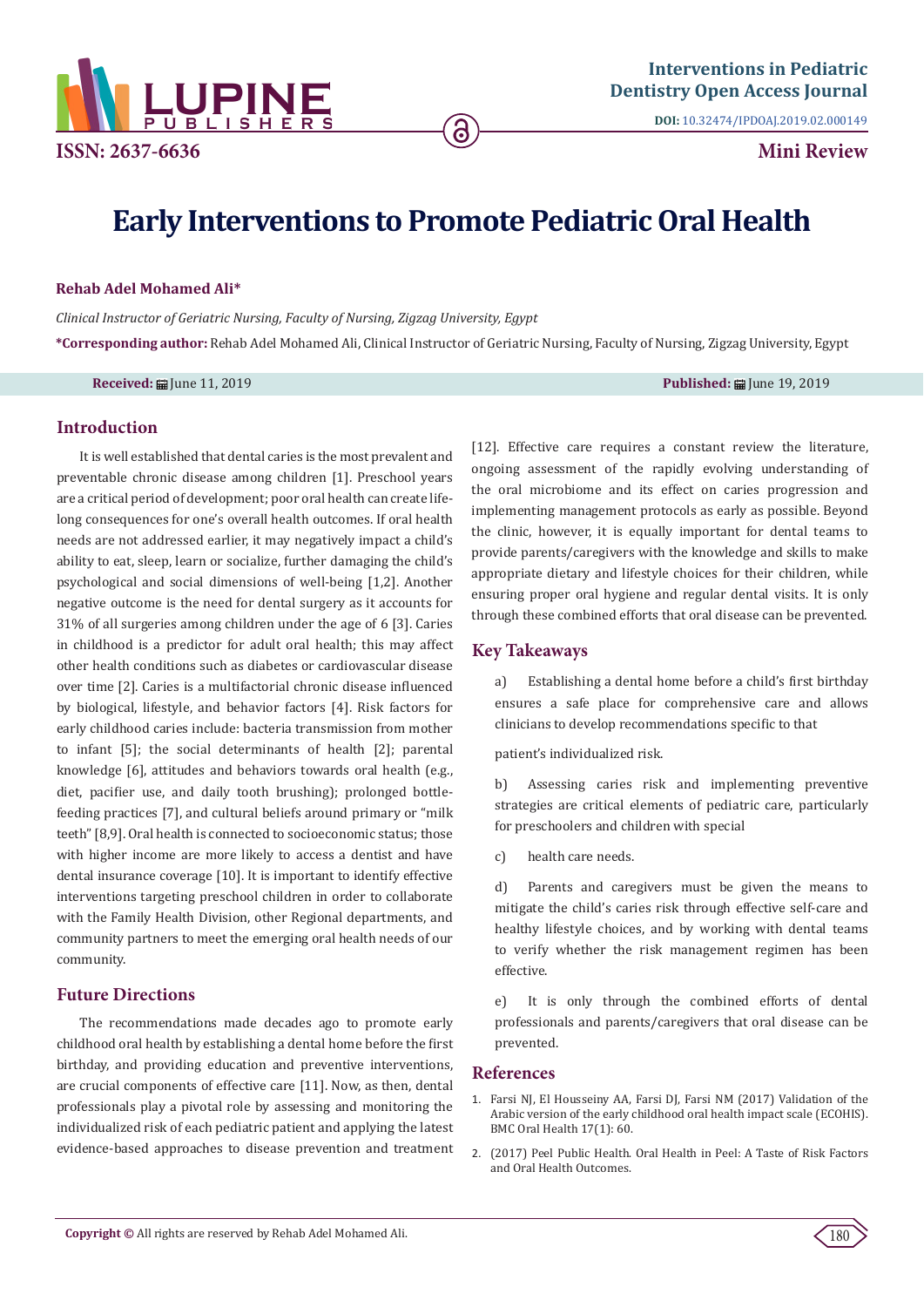ISSN: 2637-6636

Interventions in Pediatric Dentistry Open Access Journal

**DOI:** 10.32474/IPDOAJ.2019.02.000149

**Mini Review**

# Early Interventions to Promote Pediatric Oral Health

**Rehab Adel Mohamed Ali***

*Clinical Instructor of Geriatric Nursing, Faculty of Nursing, Zigzag University, Egypt*

***Corresponding author:** Rehab Adel Mohamed Ali, Clinical Instructor of Geriatric Nursing, Faculty of Nursing, Zigzag University, Egypt

**Received:** June 11, 2019 **Published:** June 19, 2019

## Introduction

It is well established that dental caries is the most prevalent and preventable chronic disease among children [1]. Preschool years are a critical period of development; poor oral health can create life-long consequences for one's overall health outcomes. If oral health needs are not addressed earlier, it may negatively impact a child's ability to eat, sleep, learn or socialize, further damaging the child's psychological and social dimensions of well-being [1,2]. Another negative outcome is the need for dental surgery as it accounts for 31% of all surgeries among children under the age of 6 [3]. Caries in childhood is a predictor for adult oral health; this may affect other health conditions such as diabetes or cardiovascular disease over time [2]. Caries is a multifactorial chronic disease influenced by biological, lifestyle, and behavior factors [4]. Risk factors for early childhood caries include: bacteria transmission from mother to infant [5]; the social determinants of health [2]; parental knowledge [6], attitudes and behaviors towards oral health (e.g., diet, pacifier use, and daily tooth brushing); prolonged bottle-feeding practices [7], and cultural beliefs around primary or "milk teeth" [8,9]. Oral health is connected to socioeconomic status; those with higher income are more likely to access a dentist and have dental insurance coverage [10]. It is important to identify effective interventions targeting preschool children in order to collaborate with the Family Health Division, other Regional departments, and community partners to meet the emerging oral health needs of our community.

## Future Directions

The recommendations made decades ago to promote early childhood oral health by establishing a dental home before the first birthday, and providing education and preventive interventions, are crucial components of effective care [11]. Now, as then, dental professionals play a pivotal role by assessing and monitoring the individualized risk of each pediatric patient and applying the latest evidence-based approaches to disease prevention and treatment [12]. Effective care requires a constant review the literature, ongoing assessment of the rapidly evolving understanding of the oral microbiome and its effect on caries progression and implementing management protocols as early as possible. Beyond the clinic, however, it is equally important for dental teams to provide parents/caregivers with the knowledge and skills to make appropriate dietary and lifestyle choices for their children, while ensuring proper oral hygiene and regular dental visits. It is only through these combined efforts that oral disease can be prevented.

## Key Takeaways

a) Establishing a dental home before a child's first birthday ensures a safe place for comprehensive care and allows clinicians to develop recommendations specific to that

patient's individualized risk.

b) Assessing caries risk and implementing preventive strategies are critical elements of pediatric care, particularly for preschoolers and children with special

c) health care needs.

d) Parents and caregivers must be given the means to mitigate the child's caries risk through effective self-care and healthy lifestyle choices, and by working with dental teams to verify whether the risk management regimen has been effective.

e) It is only through the combined efforts of dental professionals and parents/caregivers that oral disease can be prevented.

## References

1. Farsi NJ, El Housseiny AA, Farsi DJ, Farsi NM (2017) Validation of the Arabic version of the early childhood oral health impact scale (ECOHIS). BMC Oral Health 17(1): 60.
2. (2017) Peel Public Health. Oral Health in Peel: A Taste of Risk Factors and Oral Health Outcomes.

**Copyright ©** All rights are reserved by Rehab Adel Mohamed Ali.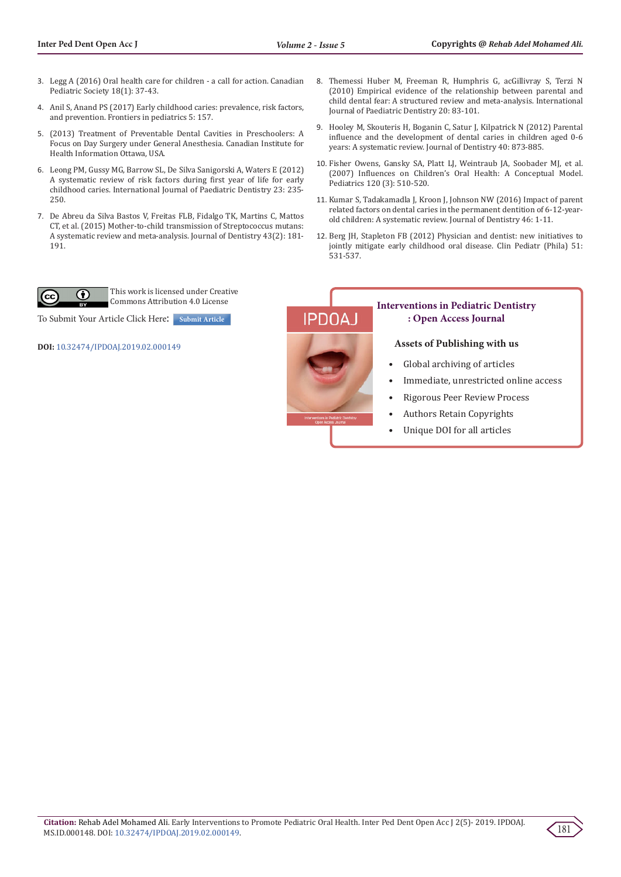3. Legg A (2016) Oral health care for children - a call for action. Canadian Pediatric Society 18(1): 37-43.
4. Anil S, Anand PS (2017) Early childhood caries: prevalence, risk factors, and prevention. Frontiers in pediatrics 5: 157.
5. (2013) Treatment of Preventable Dental Cavities in Preschoolers: A Focus on Day Surgery under General Anesthesia. Canadian Institute for Health Information Ottawa, USA.
6. Leong PM, Gussy MG, Barrow SL, De Silva Sanigorski A, Waters E (2012) A systematic review of risk factors during first year of life for early childhood caries. International Journal of Paediatric Dentistry 23: 235-250.
7. De Abreu da Silva Bastos V, Freitas FLB, Fidalgo TK, Martins C, Mattos CT, et al. (2015) Mother-to-child transmission of Streptococcus mutans: A systematic review and meta-analysis. Journal of Dentistry 43(2): 181-191.
8. Themessi Huber M, Freeman R, Humphris G, acGillivray S, Terzi N (2010) Empirical evidence of the relationship between parental and child dental fear: A structured review and meta-analysis. International Journal of Paediatric Dentistry 20: 83-101.
9. Hooley M, Skouteris H, Boganin C, Satur J, Kilpatrick N (2012) Parental influence and the development of dental caries in children aged 0-6 years: A systematic review. Journal of Dentistry 40: 873-885.
10. Fisher Owens, Gansky SA, Platt LJ, Weintraub JA, Soobader MJ, et al. (2007) Influences on Children's Oral Health: A Conceptual Model. Pediatrics 120 (3): 510-520.
11. Kumar S, Tadakamadla J, Kroon J, Johnson NW (2016) Impact of parent related factors on dental caries in the permanent dentition of 6-12-year-old children: A systematic review. Journal of Dentistry 46: 1-11.
12. Berg JH, Stapleton FB (2012) Physician and dentist: new initiatives to jointly mitigate early childhood oral disease. Clin Pediatr (Phila) 51: 531-537.

This work is licensed under Creative Commons Attribution 4.0 License

To Submit Your Article Click Here: Submit Article

**DOI:** 10.32474/IPDOAJ.2019.02.000149

IPDOAJ

**Interventions in Pediatric Dentistry : Open Access Journal**

**Assets of Publishing with us**

- Global archiving of articles
- Immediate, unrestricted online access
- Rigorous Peer Review Process
- Authors Retain Copyrights
- Unique DOI for all articles

**Citation:** Rehab Adel Mohamed Ali. Early Interventions to Promote Pediatric Oral Health. Inter Ped Dent Open Acc J 2(5)- 2019. IPDOAJ. MS.ID.000148. DOI: 10.32474/IPDOAJ.2019.02.000149.